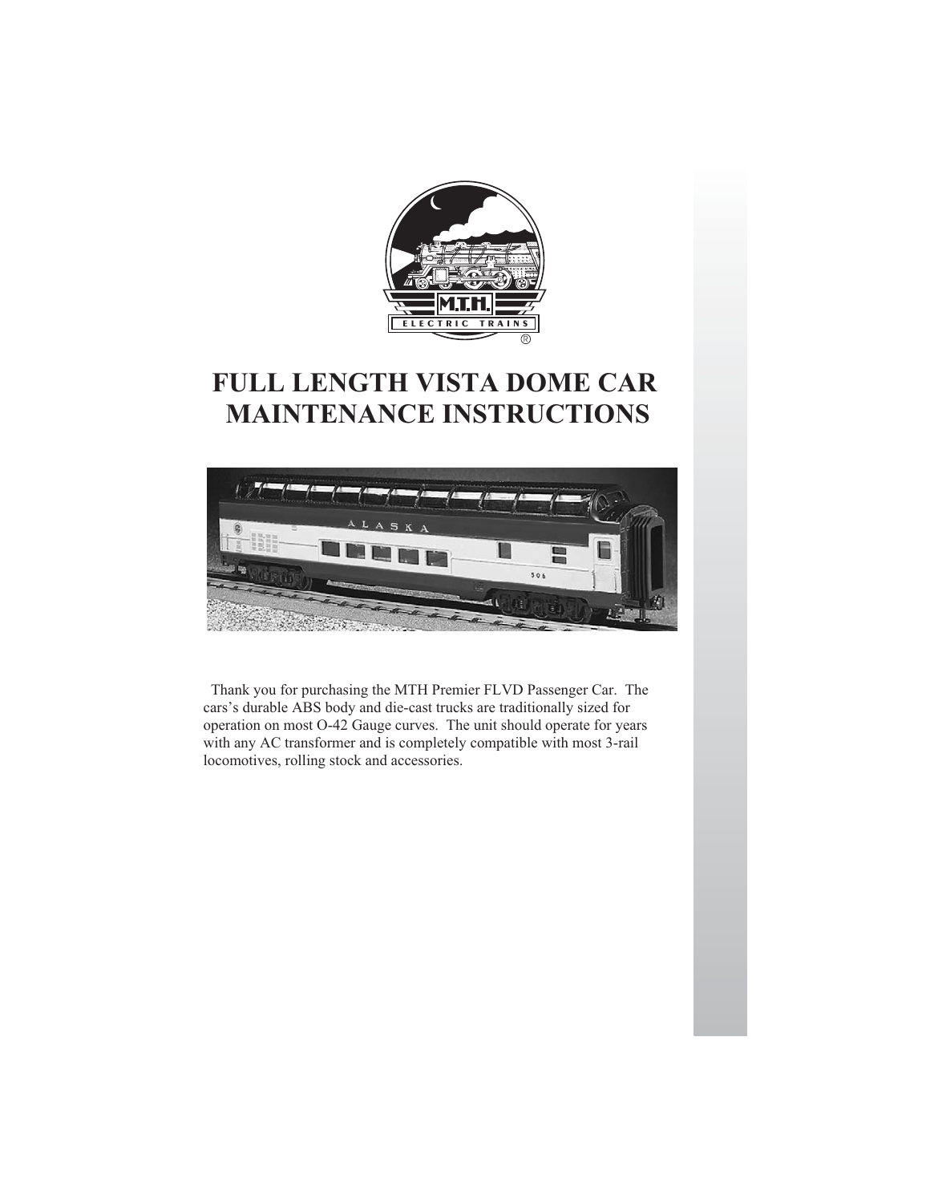# FULL LENGTH VISTA DOME CAR MAINTENANCE INSTRUCTIONS

Thank you for purchasing the MTH Premier FLVD Passenger Car. The cars's durable ABS body and die-cast trucks are traditionally sized for operation on most O-42 Gauge curves. The unit should operate for years with any AC transformer and is completely compatible with most 3-rail locomotives, rolling stock and accessories.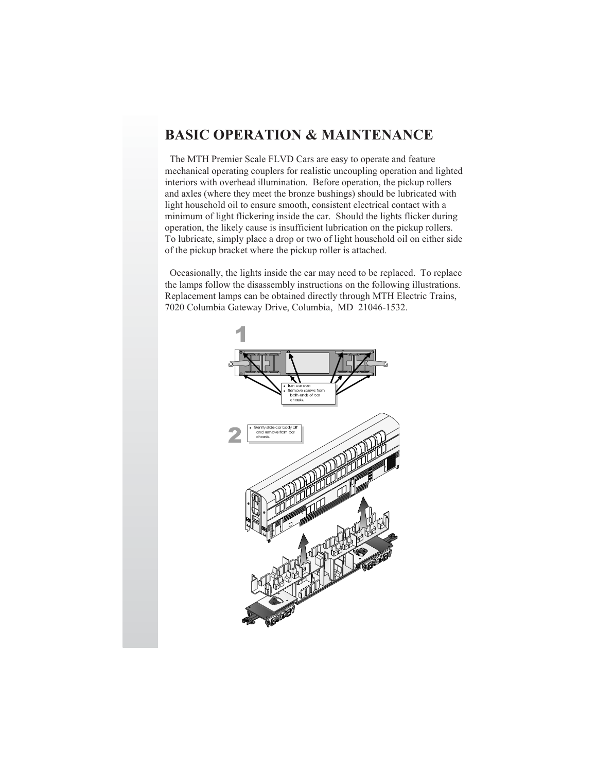# BASIC OPERATION & MAINTENANCE

The MTH Premier Scale FLVD Cars are easy to operate and feature mechanical operating couplers for realistic uncoupling operation and lighted interiors with overhead illumination. Before operation, the pickup rollers and axles (where they meet the bronze bushings) should be lubricated with light household oil to ensure smooth, consistent electrical contact with a minimum of light flickering inside the car. Should the lights flicker during operation, the likely cause is insufficient lubrication on the pickup rollers. To lubricate, simply place a drop or two of light household oil on either side of the pickup bracket where the pickup roller is attached.

Occasionally, the lights inside the car may need to be replaced. To replace the lamps follow the disassembly instructions on the following illustrations. Replacement lamps can be obtained directly through MTH Electric Trains, 7020 Columbia Gateway Drive, Columbia, MD 21046-1532.

**1**

- Turn car over
- Remove screws from both ends of car chassis.

**2**

- Gently slide car body off and remove from car chassis.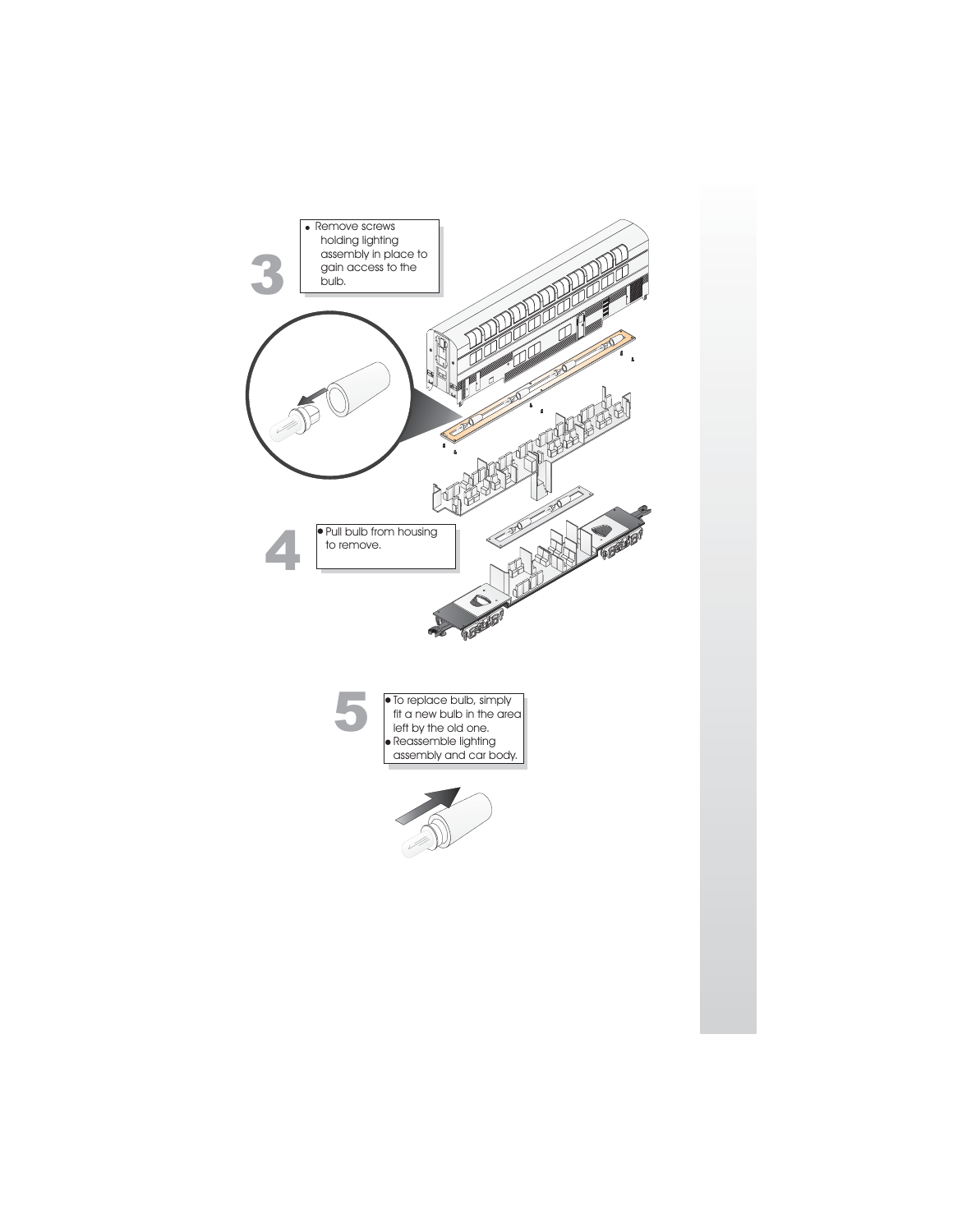**3**

- Remove screws holding lighting assembly in place to gain access to the bulb.

**4**

- Pull bulb from housing to remove.

**5**

- To replace bulb, simply fit a new bulb in the area left by the old one.
- Reassemble lighting assembly and car body.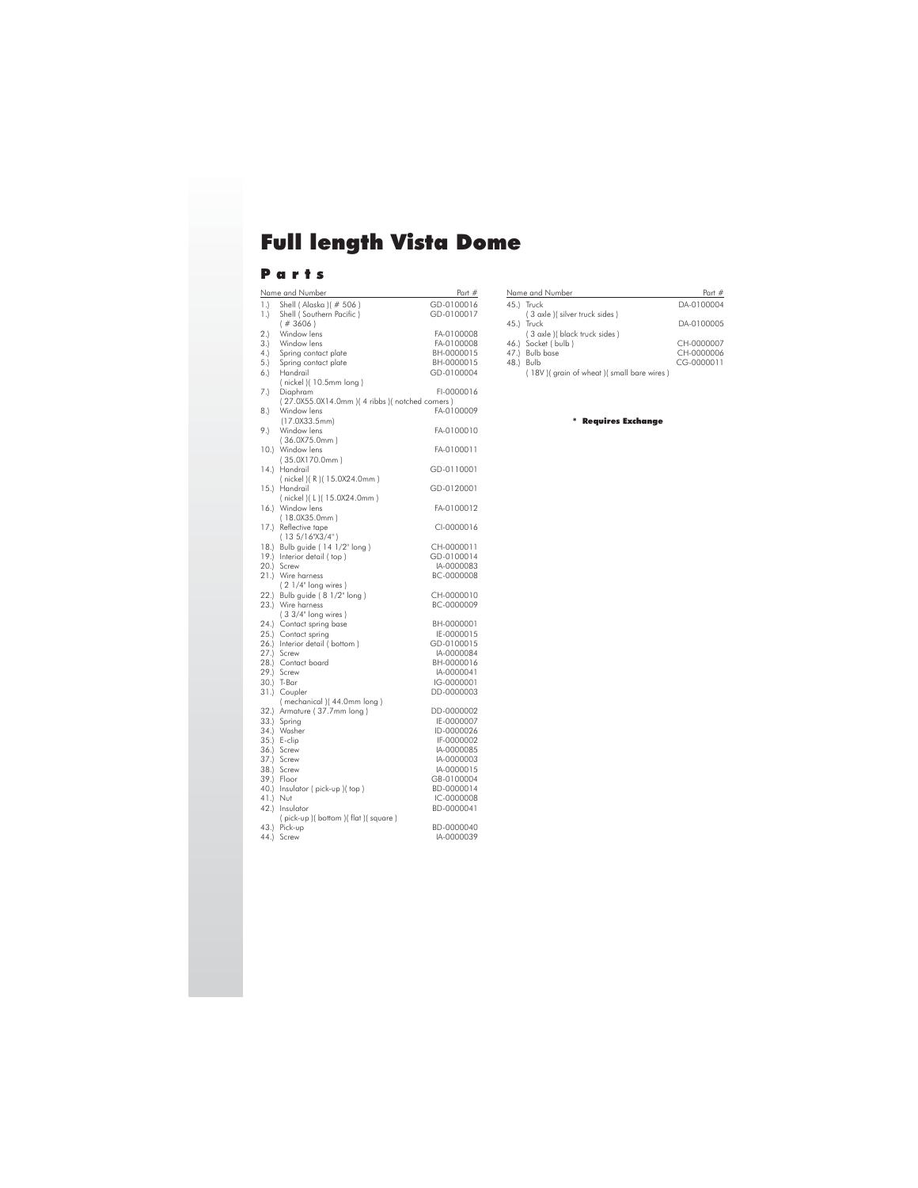# Full length Vista Dome

## Parts

| Name and Number | Part # |
|---|---|
| 1.) Shell ( Alaska )( # 506 ) | GD-0100016 |
| 1.) Shell ( Southern Pacific ) ( # 3606 ) | GD-0100017 |
| 2.) Window lens | FA-0100008 |
| 3.) Window lens | FA-0100008 |
| 4.) Spring contact plate | BH-0000015 |
| 5.) Spring contact plate | BH-0000015 |
| 6.) Handrail ( nickel )( 10.5mm long ) | GD-0100004 |
| 7.) Diaphram ( 27.0X55.0X14.0mm )( 4 ribbs )( notched corners ) | FI-0000016 |
| 8.) Window lens (17.0X33.5mm) | FA-0100009 |
| 9.) Window lens ( 36.0X75.0mm ) | FA-0100010 |
| 10.) Window lens ( 35.0X170.0mm ) | FA-0100011 |
| 14.) Handrail ( nickel )( R )( 15.0X24.0mm ) | GD-0110001 |
| 15.) Handrail ( nickel )( L )( 15.0X24.0mm ) | GD-0120001 |
| 16.) Window lens ( 18.0X35.0mm ) | FA-0100012 |
| 17.) Reflective tape ( 13 5/16"X3/4" ) | CI-0000016 |
| 18.) Bulb guide ( 14 1/2" long ) | CH-0000011 |
| 19.) Interior detail ( top ) | GD-0100014 |
| 20.) Screw | IA-0000083 |
| 21.) Wire harness ( 2 1/4" long wires ) | BC-0000008 |
| 22.) Bulb guide ( 8 1/2" long ) | CH-0000010 |
| 23.) Wire harness ( 3 3/4" long wires ) | BC-0000009 |
| 24.) Contact spring base | BH-0000001 |
| 25.) Contact spring | IE-0000015 |
| 26.) Interior detail ( bottom ) | GD-0100015 |
| 27.) Screw | IA-0000084 |
| 28.) Contact board | BH-0000016 |
| 29.) Screw | IA-0000041 |
| 30.) T-Bar | IG-0000001 |
| 31.) Coupler ( mechanical )( 44.0mm long ) | DD-0000003 |
| 32.) Armature ( 37.7mm long ) | DD-0000002 |
| 33.) Spring | IE-0000007 |
| 34.) Washer | ID-0000026 |
| 35.) E-clip | IF-0000002 |
| 36.) Screw | IA-0000085 |
| 37.) Screw | IA-0000003 |
| 38.) Screw | IA-0000015 |
| 39.) Floor | GB-0100004 |
| 40.) Insulator ( pick-up )( top ) | BD-0000014 |
| 41.) Nut | IC-0000008 |
| 42.) Insulator ( pick-up )( bottom )( flat )( square ) | BD-0000041 |
| 43.) Pick-up | BD-0000040 |
| 44.) Screw | IA-0000039 |
| 45.) Truck ( 3 axle )( silver truck sides ) | DA-0100004 |
| 45.) Truck ( 3 axle )( black truck sides ) | DA-0100005 |
| 46.) Socket ( bulb ) | CH-0000007 |
| 47.) Bulb base | CH-0000006 |
| 48.) Bulb ( 18V )( grain of wheat )( small bare wires ) | CG-0000011 |

**\* Requires Exchange**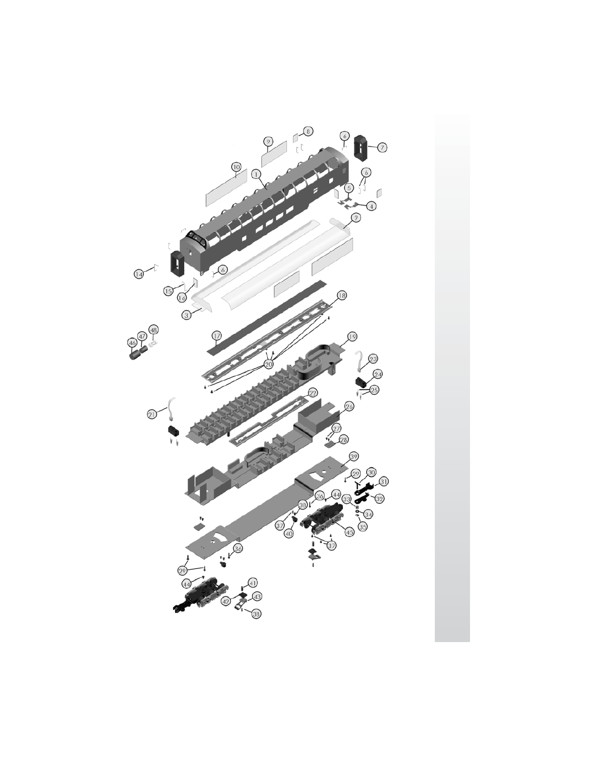1
2
3
4
5
6
6
6
7
8
9
10
14
15
16
17
18
19
20
21
22
23
24
25
26
27
28
29
29
30
31
32
33
34
35
36
36
37
37
38
38
39
40
41
42
43
44
44
45
46
47
48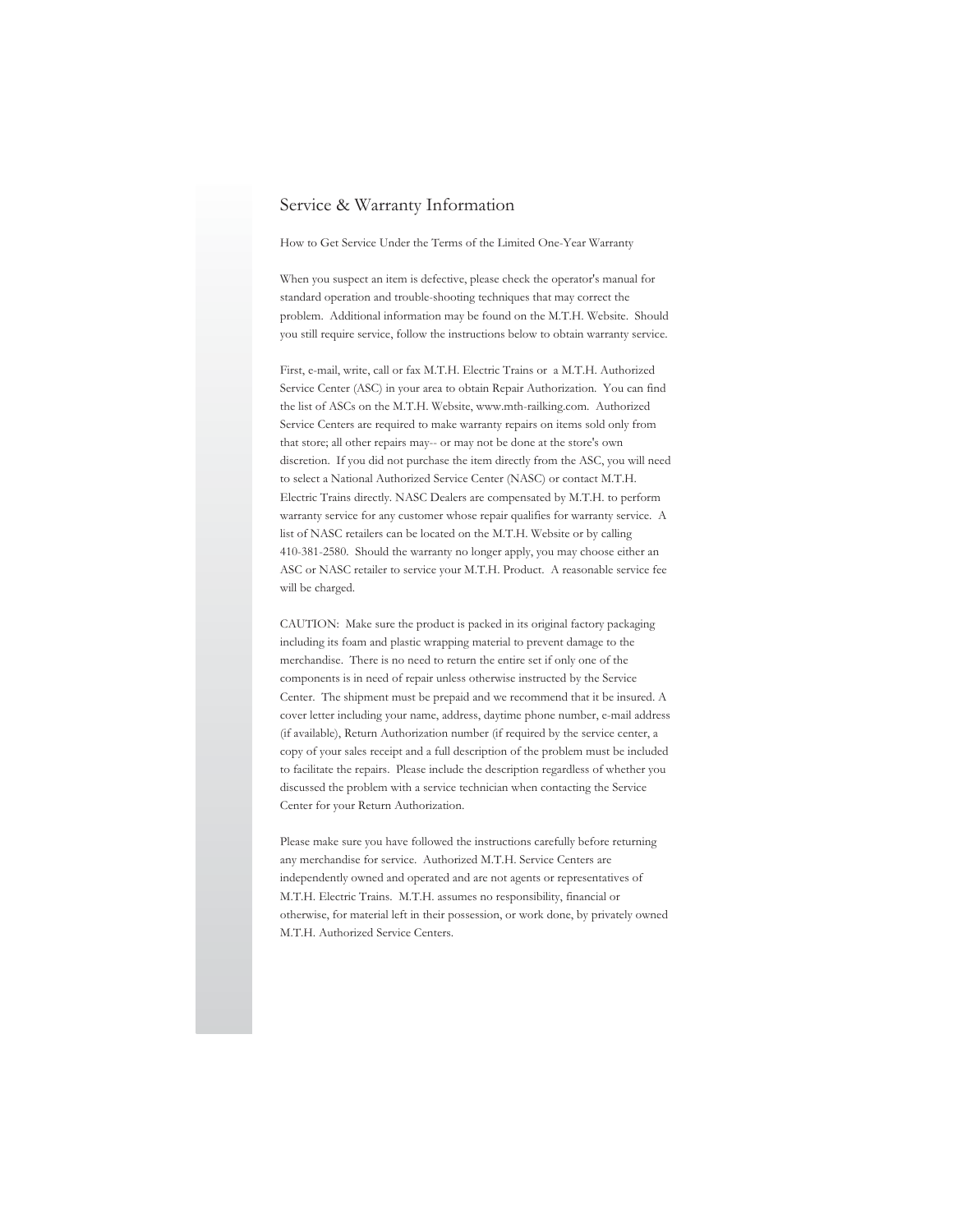# Service & Warranty Information

How to Get Service Under the Terms of the Limited One-Year Warranty

When you suspect an item is defective, please check the operator's manual for standard operation and trouble-shooting techniques that may correct the problem. Additional information may be found on the M.T.H. Website. Should you still require service, follow the instructions below to obtain warranty service.

First, e-mail, write, call or fax M.T.H. Electric Trains or a M.T.H. Authorized Service Center (ASC) in your area to obtain Repair Authorization. You can find the list of ASCs on the M.T.H. Website, www.mth-railking.com. Authorized Service Centers are required to make warranty repairs on items sold only from that store; all other repairs may-- or may not be done at the store's own discretion. If you did not purchase the item directly from the ASC, you will need to select a National Authorized Service Center (NASC) or contact M.T.H. Electric Trains directly. NASC Dealers are compensated by M.T.H. to perform warranty service for any customer whose repair qualifies for warranty service. A list of NASC retailers can be located on the M.T.H. Website or by calling 410-381-2580. Should the warranty no longer apply, you may choose either an ASC or NASC retailer to service your M.T.H. Product. A reasonable service fee will be charged.

CAUTION: Make sure the product is packed in its original factory packaging including its foam and plastic wrapping material to prevent damage to the merchandise. There is no need to return the entire set if only one of the components is in need of repair unless otherwise instructed by the Service Center. The shipment must be prepaid and we recommend that it be insured. A cover letter including your name, address, daytime phone number, e-mail address (if available), Return Authorization number (if required by the service center, a copy of your sales receipt and a full description of the problem must be included to facilitate the repairs. Please include the description regardless of whether you discussed the problem with a service technician when contacting the Service Center for your Return Authorization.

Please make sure you have followed the instructions carefully before returning any merchandise for service. Authorized M.T.H. Service Centers are independently owned and operated and are not agents or representatives of M.T.H. Electric Trains. M.T.H. assumes no responsibility, financial or otherwise, for material left in their possession, or work done, by privately owned M.T.H. Authorized Service Centers.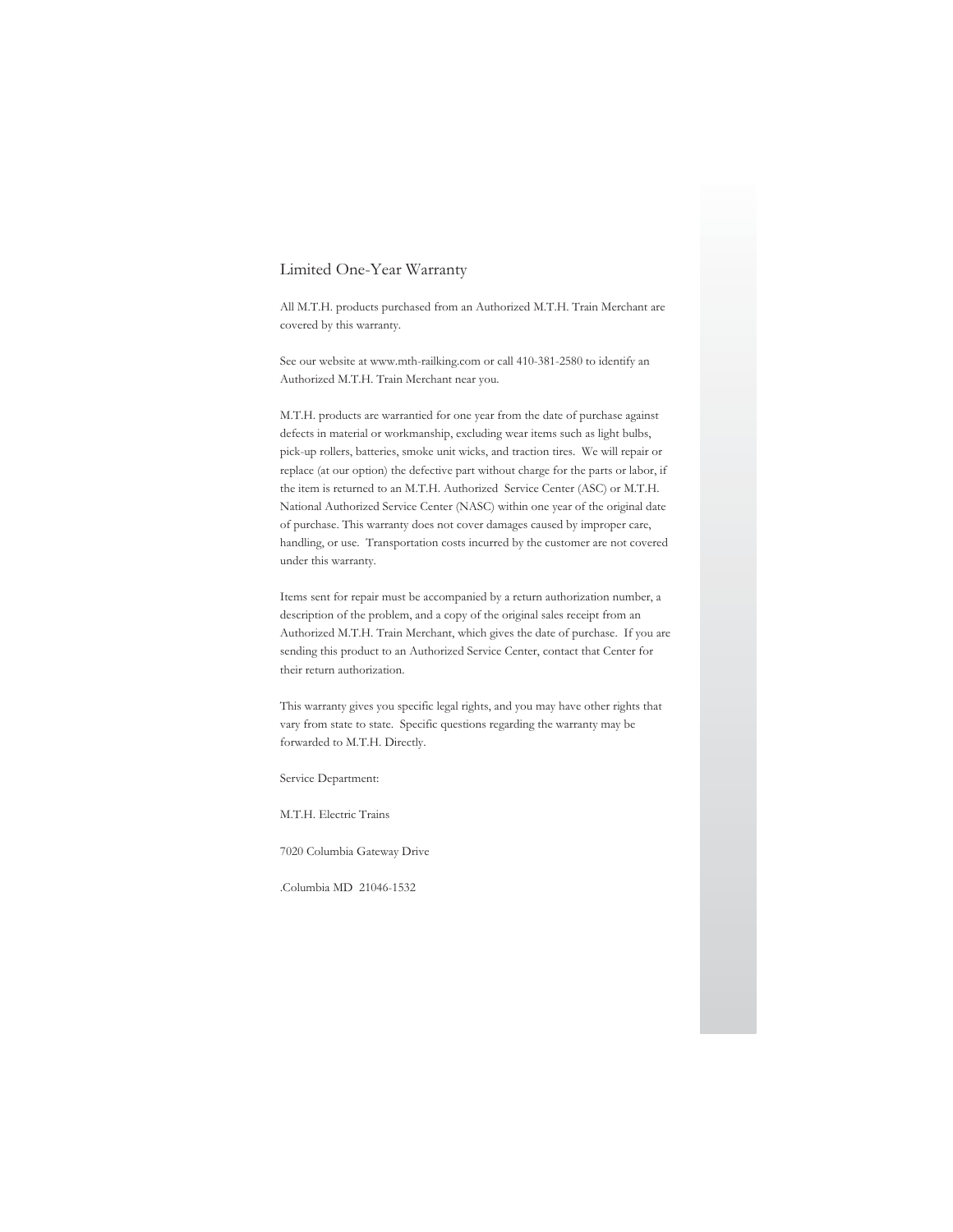# Limited One-Year Warranty

All M.T.H. products purchased from an Authorized M.T.H. Train Merchant are covered by this warranty.

See our website at www.mth-railking.com or call 410-381-2580 to identify an Authorized M.T.H. Train Merchant near you.

M.T.H. products are warrantied for one year from the date of purchase against defects in material or workmanship, excluding wear items such as light bulbs, pick-up rollers, batteries, smoke unit wicks, and traction tires. We will repair or replace (at our option) the defective part without charge for the parts or labor, if the item is returned to an M.T.H. Authorized Service Center (ASC) or M.T.H. National Authorized Service Center (NASC) within one year of the original date of purchase. This warranty does not cover damages caused by improper care, handling, or use. Transportation costs incurred by the customer are not covered under this warranty.

Items sent for repair must be accompanied by a return authorization number, a description of the problem, and a copy of the original sales receipt from an Authorized M.T.H. Train Merchant, which gives the date of purchase. If you are sending this product to an Authorized Service Center, contact that Center for their return authorization.

This warranty gives you specific legal rights, and you may have other rights that vary from state to state. Specific questions regarding the warranty may be forwarded to M.T.H. Directly.

Service Department:

M.T.H. Electric Trains

7020 Columbia Gateway Drive

.Columbia MD 21046-1532